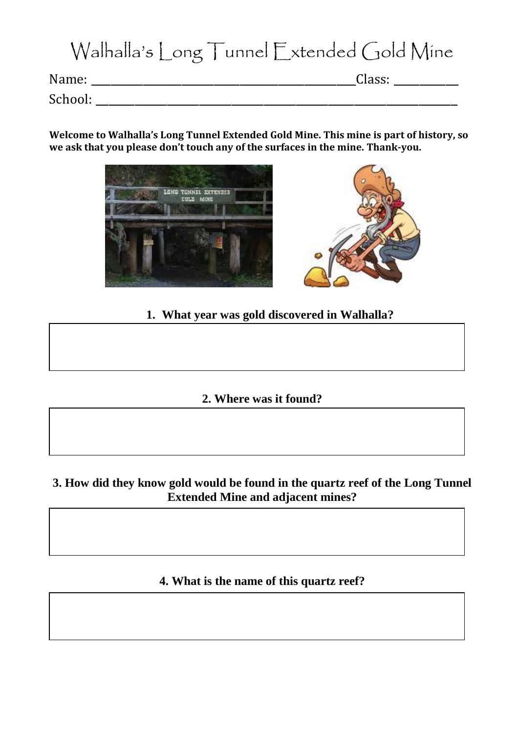# Walhalla's Long Tunnel Extended Gold Mine

Name: ____________________________________________Class: __________

School: ______________________________________________________________

**Welcome to Walhalla's Long Tunnel Extended Gold Mine. This mine is part of history, so we ask that you please don't touch any of the surfaces in the mine. Thank-you.**

**1. What year was gold discovered in Walhalla?**

| |
|---|
| |

**2. Where was it found?**

| |
|---|
| |

**3. How did they know gold would be found in the quartz reef of the Long Tunnel Extended Mine and adjacent mines?**

| |
|---|
| |

**4. What is the name of this quartz reef?**

| |
|---|
| |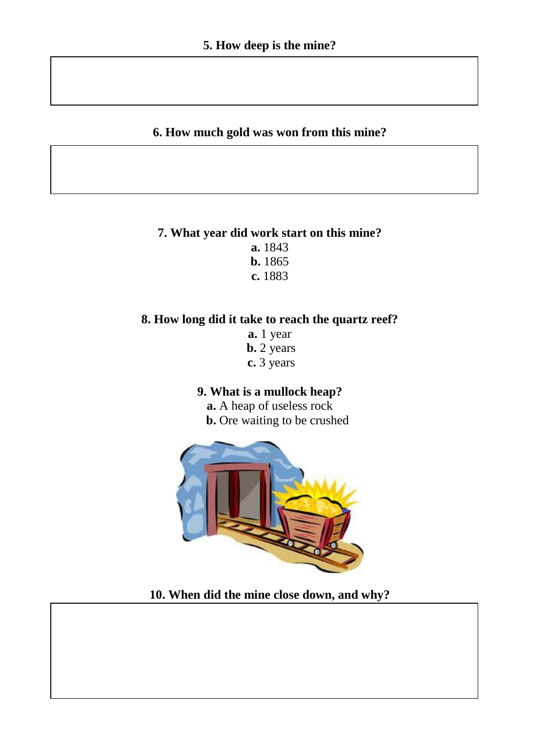**5. How deep is the mine?**

**6. How much gold was won from this mine?**

**7. What year did work start on this mine?**

**a.** 1843
**b.** 1865
**c.** 1883

**8. How long did it take to reach the quartz reef?**

**a.** 1 year
**b.** 2 years
**c.** 3 years

**9. What is a mullock heap?**

**a.** A heap of useless rock
**b.** Ore waiting to be crushed

**10. When did the mine close down, and why?**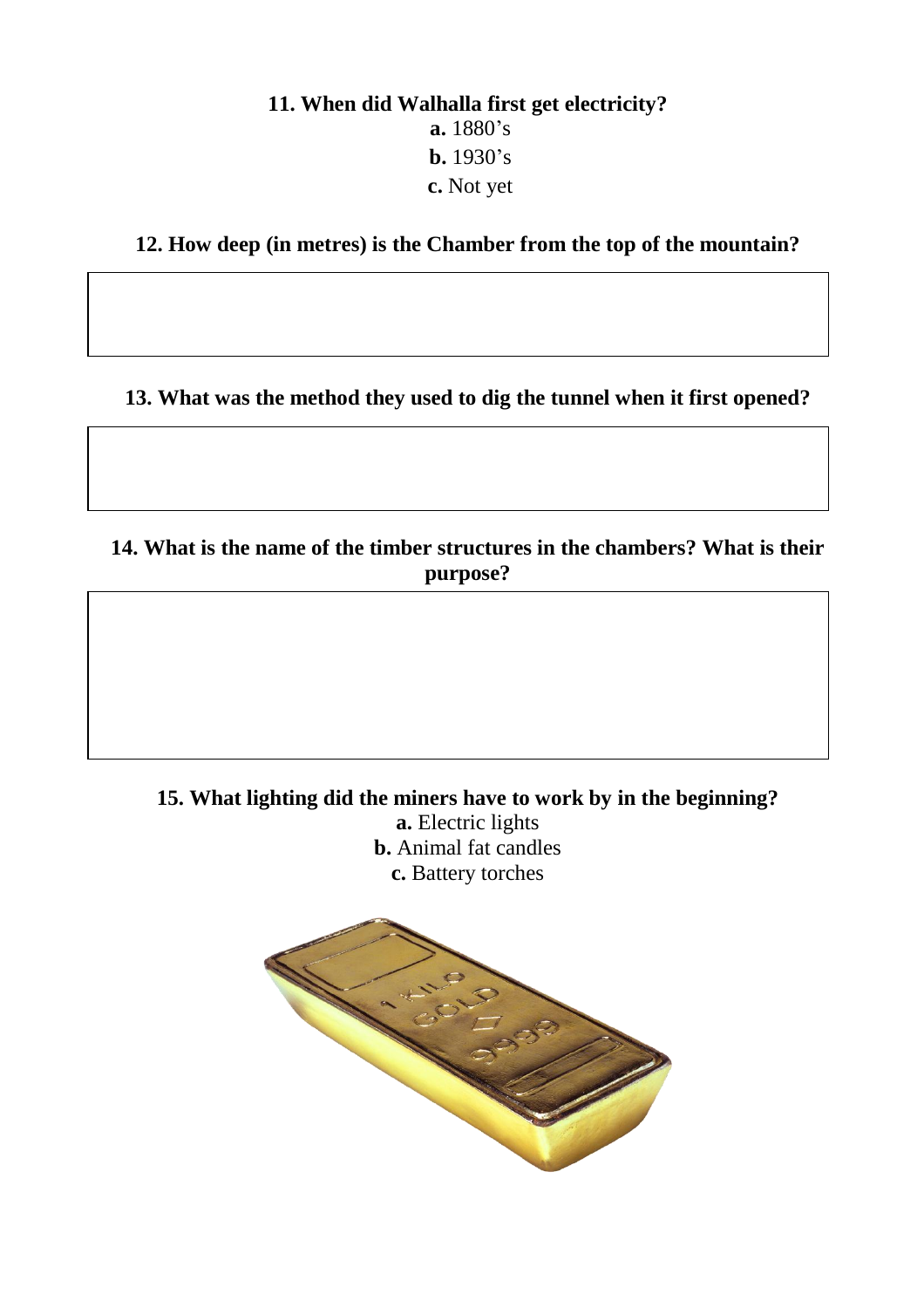**11. When did Walhalla first get electricity?**

**a.** 1880's

**b.** 1930's

**c.** Not yet

**12. How deep (in metres) is the Chamber from the top of the mountain?**

**13. What was the method they used to dig the tunnel when it first opened?**

**14. What is the name of the timber structures in the chambers? What is their purpose?**

**15. What lighting did the miners have to work by in the beginning?**

**a.** Electric lights

**b.** Animal fat candles

**c.** Battery torches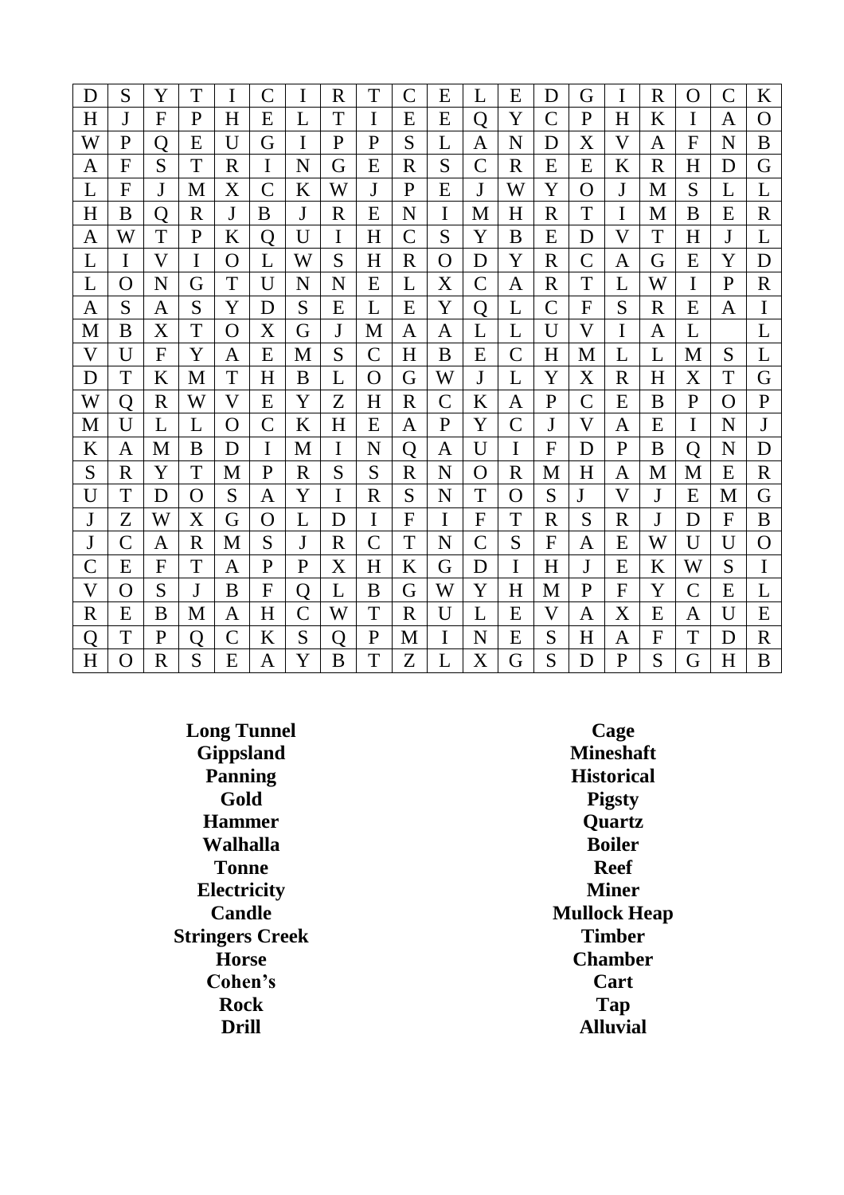| | | | | | | | | | | | | | | | | | | | | |
|---|---|---|---|---|---|---|---|---|---|---|---|---|---|---|---|---|---|---|---|---|
| D | S | Y | T | I | C | I | R | T | C | E | L | E | D | G | I | R | O | C | K |
| H | J | F | P | H | E | L | T | I | E | E | Q | Y | C | P | H | K | I | A | O |
| W | P | Q | E | U | G | I | P | P | S | L | A | N | D | X | V | A | F | N | B |
| A | F | S | T | R | I | N | G | E | R | S | C | R | E | E | K | R | H | D | G |
| L | F | J | M | X | C | K | W | J | P | E | J | W | Y | O | J | M | S | L | L |
| H | B | Q | R | J | B | J | R | E | N | I | M | H | R | T | I | M | B | E | R |
| A | W | T | P | K | Q | U | I | H | C | S | Y | B | E | D | V | T | H | J | L |
| L | I | V | I | O | L | W | S | H | R | O | D | Y | R | C | A | G | E | Y | D |
| L | O | N | G | T | U | N | N | E | L | X | C | A | R | T | L | W | I | P | R |
| A | S | A | S | Y | D | S | E | L | E | Y | Q | L | C | F | S | R | E | A | I |
| M | B | X | T | O | X | G | J | M | A | A | L | L | U | V | I | A | L | | L |
| V | U | F | Y | A | E | M | S | C | H | B | E | C | H | M | L | L | M | S | L |
| D | T | K | M | T | H | B | L | O | G | W | J | L | Y | X | R | H | X | T | G |
| W | Q | R | W | V | E | Y | Z | H | R | C | K | A | P | C | E | B | P | O | P |
| M | U | L | L | O | C | K | H | E | A | P | Y | C | J | V | A | E | I | N | J |
| K | A | M | B | D | I | M | I | N | Q | A | U | I | F | D | P | B | Q | N | D |
| S | R | Y | T | M | P | R | S | S | R | N | O | R | M | H | A | M | M | E | R |
| U | T | D | O | S | A | Y | I | R | S | N | T | O | S | J | V | J | E | M | G |
| J | Z | W | X | G | O | L | D | I | F | I | F | T | R | S | R | J | D | F | B |
| J | C | A | R | M | S | J | R | C | T | N | C | S | F | A | E | W | U | U | O |
| C | E | F | T | A | P | P | X | H | K | G | D | I | H | J | E | K | W | S | I |
| V | O | S | J | B | F | Q | L | B | G | W | Y | H | M | P | F | Y | C | E | L |
| R | E | B | M | A | H | C | W | T | R | U | L | E | V | A | X | E | A | U | E |
| Q | T | P | Q | C | K | S | Q | P | M | I | N | E | S | H | A | F | T | D | R |
| H | O | R | S | E | A | Y | B | T | Z | L | X | G | S | D | P | S | G | H | B |

**Long Tunnel**
**Gippsland**
**Panning**
**Gold**
**Hammer**
**Walhalla**
**Tonne**
**Electricity**
**Candle**
**Stringers Creek**
**Horse**
**Cohen's**
**Rock**
**Drill**

**Cage**
**Mineshaft**
**Historical**
**Pigsty**
**Quartz**
**Boiler**
**Reef**
**Miner**
**Mullock Heap**
**Timber**
**Chamber**
**Cart**
**Tap**
**Alluvial**